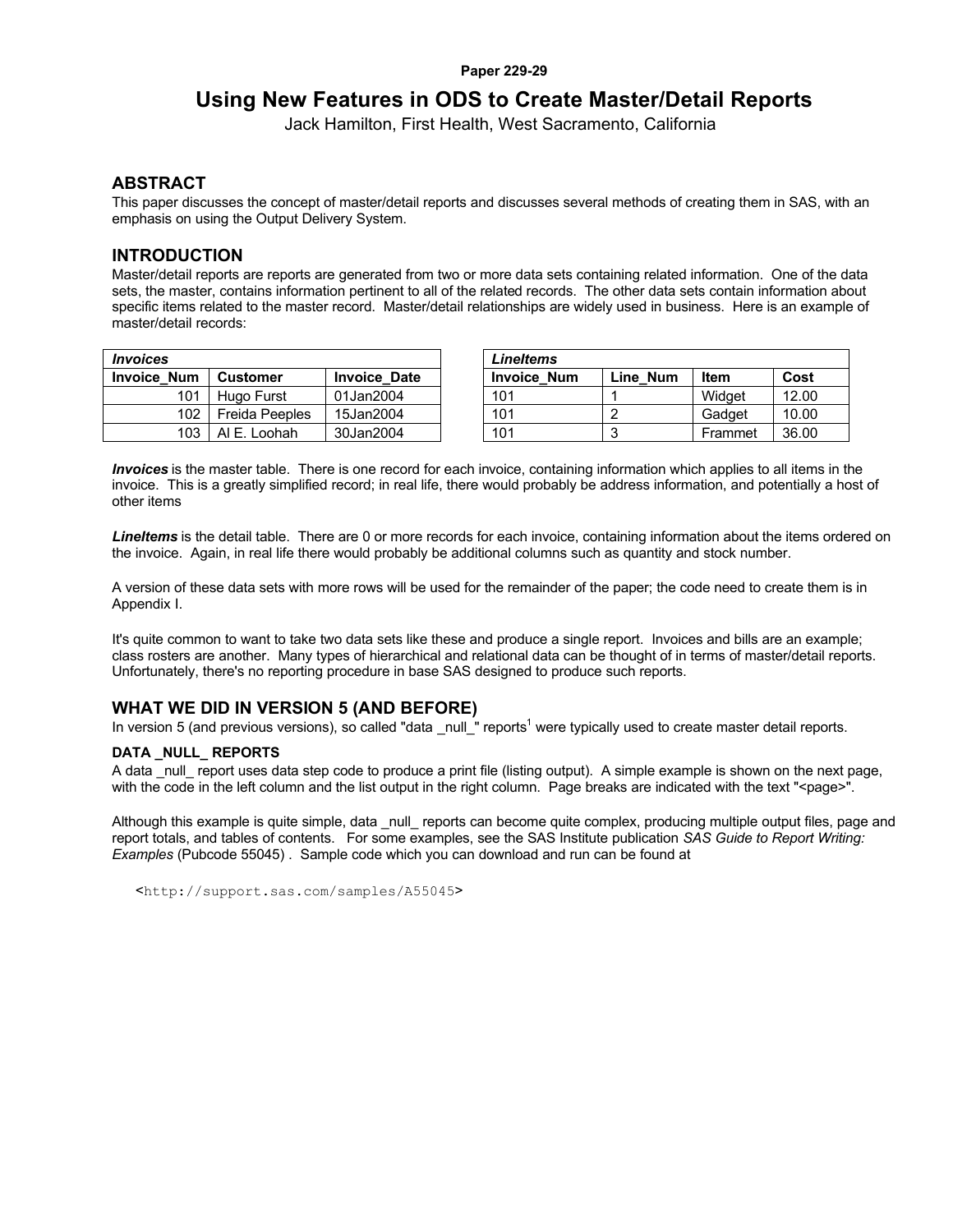Paper 229-29

# Using New Features in ODS to Create Master/Detail Reports

Jack Hamilton, First Health, West Sacramento, California

## ABSTRACT

This paper discusses the concept of master/detail reports and discusses several methods of creating them in SAS, with an emphasis on using the Output Delivery System.

## INTRODUCTION

Master/detail reports are reports are generated from two or more data sets containing related information. One of the data sets, the master, contains information pertinent to all of the related records. The other data sets contain information about specific items related to the master record. Master/detail relationships are widely used in business. Here is an example of master/detail records:

| ***Invoices*** | | |
|---|---|---|
| **Invoice_Num** | **Customer** | **Invoice_Date** |
| 101 | Hugo Furst | 01Jan2004 |
| 102 | Freida Peeples | 15Jan2004 |
| 103 | Al E. Loohah | 30Jan2004 |

| ***LineItems*** | | | |
|---|---|---|---|
| **Invoice_Num** | **Line_Num** | **Item** | **Cost** |
| 101 | 1 | Widget | 12.00 |
| 101 | 2 | Gadget | 10.00 |
| 101 | 3 | Frammet | 36.00 |

***Invoices*** is the master table. There is one record for each invoice, containing information which applies to all items in the invoice. This is a greatly simplified record; in real life, there would probably be address information, and potentially a host of other items

***LineItems*** is the detail table. There are 0 or more records for each invoice, containing information about the items ordered on the invoice. Again, in real life there would probably be additional columns such as quantity and stock number.

A version of these data sets with more rows will be used for the remainder of the paper; the code need to create them is in Appendix I.

It's quite common to want to take two data sets like these and produce a single report. Invoices and bills are an example; class rosters are another. Many types of hierarchical and relational data can be thought of in terms of master/detail reports. Unfortunately, there's no reporting procedure in base SAS designed to produce such reports.

## WHAT WE DID IN VERSION 5 (AND BEFORE)

In version 5 (and previous versions), so called "data _null_" reports[1] were typically used to create master detail reports.

### DATA _NULL_ REPORTS

A data _null_ report uses data step code to produce a print file (listing output). A simple example is shown on the next page, with the code in the left column and the list output in the right column. Page breaks are indicated with the text "<page>".

Although this example is quite simple, data _null_ reports can become quite complex, producing multiple output files, page and report totals, and tables of contents. For some examples, see the SAS Institute publication *SAS Guide to Report Writing: Examples* (Pubcode 55045) . Sample code which you can download and run can be found at

```
<http://support.sas.com/samples/A55045>
```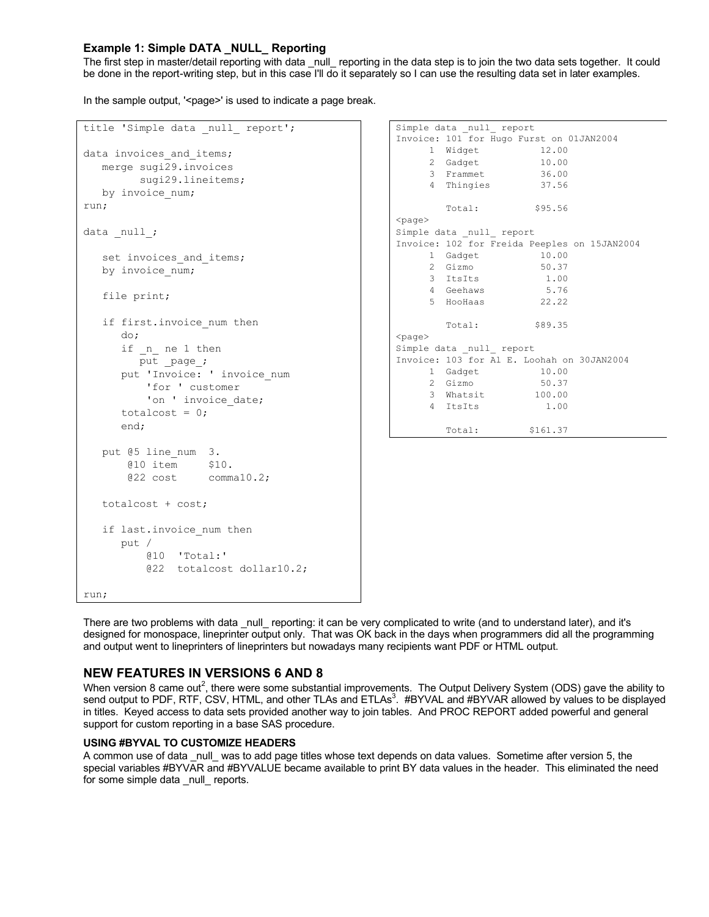### Example 1: Simple DATA _NULL_ Reporting

The first step in master/detail reporting with data _null_ reporting in the data step is to join the two data sets together. It could be done in the report-writing step, but in this case I'll do it separately so I can use the resulting data set in later examples.

In the sample output, '<page>' is used to indicate a page break.

```
title 'Simple data _null_ report';

data invoices_and_items;
   merge sugi29.invoices
         sugi29.lineitems;
   by invoice_num;
run;

data _null_;

   set invoices_and_items;
   by invoice_num;

   file print;

   if first.invoice_num then
      do;
      if _n_ ne 1 then
         put _page_;
      put 'Invoice: ' invoice_num
          'for ' customer
          'on ' invoice_date;
      totalcost = 0;
      end;

   put @5 line_num  3.
       @10 item     $10.
       @22 cost     comma10.2;

   totalcost + cost;

   if last.invoice_num then
      put /
          @10  'Total:'
          @22  totalcost dollar10.2;

run;
```

```
Simple data _null_ report
Invoice: 101 for Hugo Furst on 01JAN2004
      1  Widget          12.00
      2  Gadget          10.00
      3  Frammet         36.00
      4  Thingies        37.56

         Total:         $95.56
<page>
Simple data _null_ report
Invoice: 102 for Freida Peeples on 15JAN2004
      1  Gadget          10.00
      2  Gizmo           50.37
      3  ItsIts           1.00
      4  Geehaws          5.76
      5  HooHaas         22.22

         Total:         $89.35
<page>
Simple data _null_ report
Invoice: 103 for Al E. Loohah on 30JAN2004
      1  Gadget          10.00
      2  Gizmo           50.37
      3  Whatsit        100.00
      4  ItsIts           1.00

         Total:        $161.37
```

There are two problems with data _null_ reporting: it can be very complicated to write (and to understand later), and it's designed for monospace, lineprinter output only. That was OK back in the days when programmers did all the programming and output went to lineprinters of lineprinters but nowadays many recipients want PDF or HTML output.

## NEW FEATURES IN VERSIONS 6 AND 8

When version 8 came out[2], there were some substantial improvements. The Output Delivery System (ODS) gave the ability to send output to PDF, RTF, CSV, HTML, and other TLAs and ETLAs[3]. #BYVAL and #BYVAR allowed by values to be displayed in titles. Keyed access to data sets provided another way to join tables. And PROC REPORT added powerful and general support for custom reporting in a base SAS procedure.

### USING #BYVAL TO CUSTOMIZE HEADERS

A common use of data _null_ was to add page titles whose text depends on data values. Sometime after version 5, the special variables #BYVAR and #BYVALUE became available to print BY data values in the header. This eliminated the need for some simple data _null_ reports.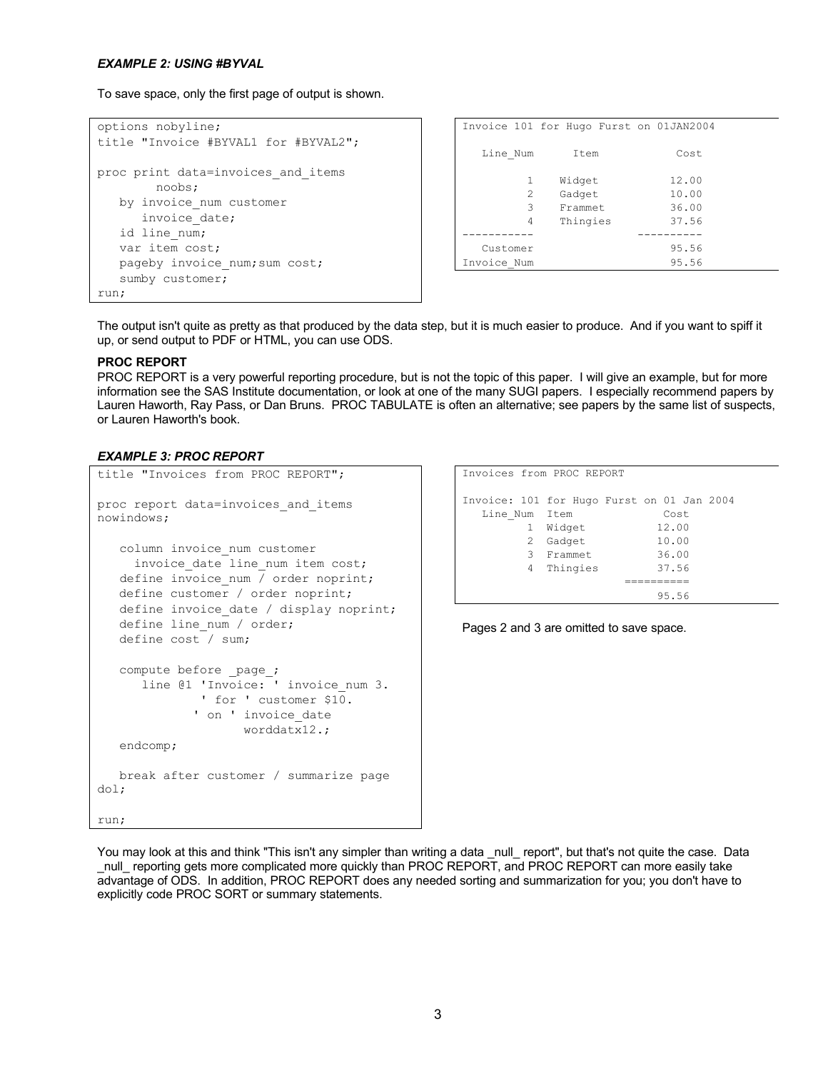***EXAMPLE 2: USING #BYVAL***

To save space, only the first page of output is shown.

```
options nobyline;
title "Invoice #BYVAL1 for #BYVAL2";

proc print data=invoices_and_items
        noobs;
   by invoice_num customer
      invoice_date;
   id line_num;
   var item cost;
   pageby invoice_num;sum cost;
   sumby customer;
run;
```

```
Invoice 101 for Hugo Furst on 01JAN2004

   Line_Num      Item            Cost

          1    Widget           12.00
          2    Gadget           10.00
          3    Frammet          36.00
          4    Thingies         37.56
-----------                ----------
   Customer                     95.56
Invoice_Num                     95.56
```

The output isn't quite as pretty as that produced by the data step, but it is much easier to produce. And if you want to spiff it up, or send output to PDF or HTML, you can use ODS.

**PROC REPORT**

PROC REPORT is a very powerful reporting procedure, but is not the topic of this paper. I will give an example, but for more information see the SAS Institute documentation, or look at one of the many SUGI papers. I especially recommend papers by Lauren Haworth, Ray Pass, or Dan Bruns. PROC TABULATE is often an alternative; see papers by the same list of suspects, or Lauren Haworth's book.

***EXAMPLE 3: PROC REPORT***

```
title "Invoices from PROC REPORT";

proc report data=invoices_and_items
nowindows;

   column invoice_num customer
     invoice_date line_num item cost;
   define invoice_num / order noprint;
   define customer / order noprint;
   define invoice_date / display noprint;
   define line_num / order;
   define cost / sum;

   compute before _page_;
      line @1 'Invoice: ' invoice_num 3.
             ' for ' customer $10.
            ' on ' invoice_date
                   worddatx12.;
   endcomp;

   break after customer / summarize page
dol;

run;
```

```
Invoices from PROC REPORT

Invoice: 101 for Hugo Furst on 01 Jan 2004
   Line_Num  Item             Cost
          1  Widget          12.00
          2  Gadget          10.00
          3  Frammet         36.00
          4  Thingies        37.56
                        ==========
                             95.56
```

Pages 2 and 3 are omitted to save space.

You may look at this and think "This isn't any simpler than writing a data _null_ report", but that's not quite the case. Data _null_ reporting gets more complicated more quickly than PROC REPORT, and PROC REPORT can more easily take advantage of ODS. In addition, PROC REPORT does any needed sorting and summarization for you; you don't have to explicitly code PROC SORT or summary statements.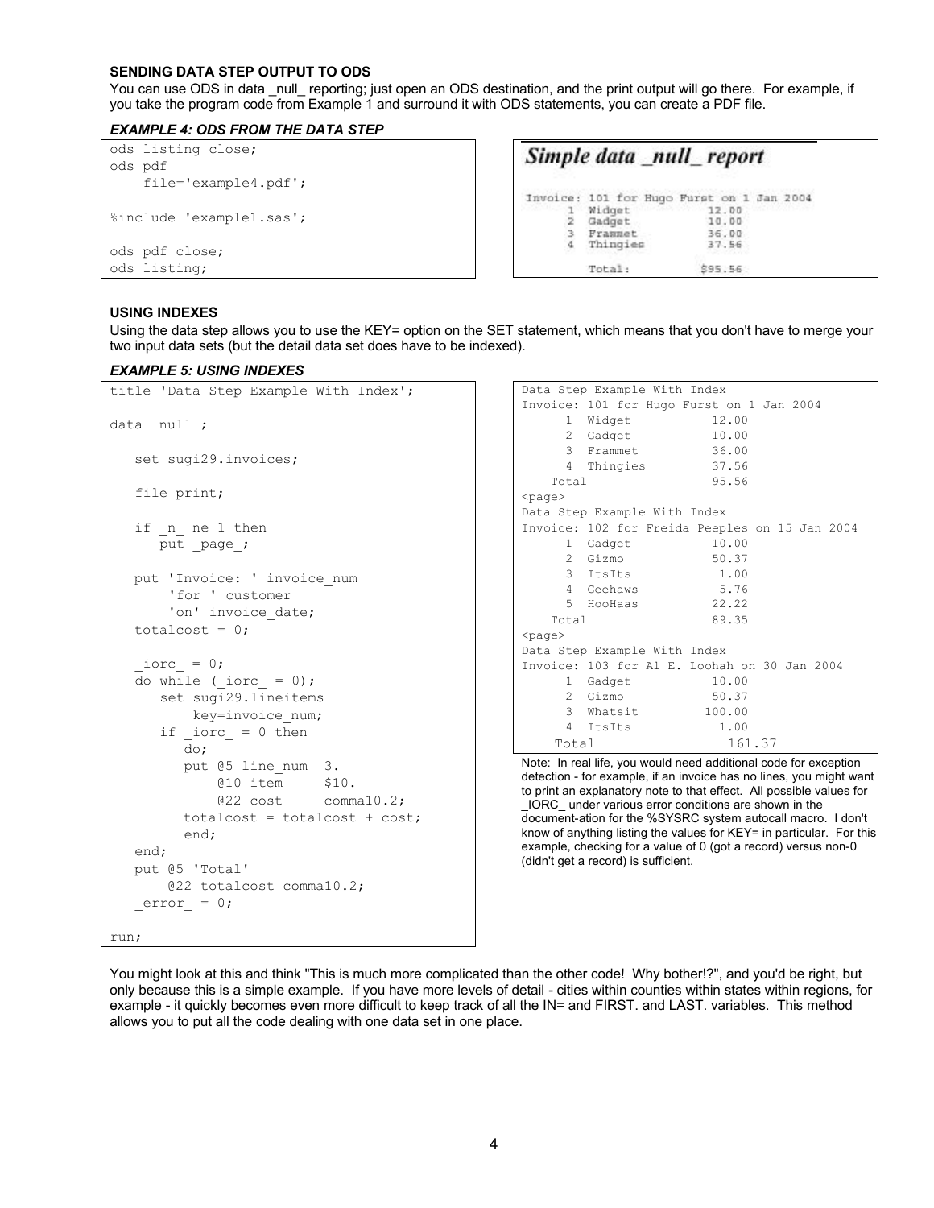**SENDING DATA STEP OUTPUT TO ODS**

You can use ODS in data _null_ reporting; just open an ODS destination, and the print output will go there. For example, if you take the program code from Example 1 and surround it with ODS statements, you can create a PDF file.

***EXAMPLE 4: ODS FROM THE DATA STEP***

```
ods listing close;
ods pdf
    file='example4.pdf';

%include 'example1.sas';

ods pdf close;
ods listing;
```

***Simple data _null_ report***

```
Invoice: 101 for Hugo Furst on 1 Jan 2004
     1  Widget          12.00
     2  Gadget          10.00
     3  Frammet         36.00
     4  Thingies        37.56

        Total:         $95.56
```

**USING INDEXES**

Using the data step allows you to use the KEY= option on the SET statement, which means that you don't have to merge your two input data sets (but the detail data set does have to be indexed).

***EXAMPLE 5: USING INDEXES***

```
title 'Data Step Example With Index';

data _null_;

   set sugi29.invoices;

   file print;

   if _n_ ne 1 then
      put _page_;

   put 'Invoice: ' invoice_num
       'for ' customer
       'on' invoice_date;
   totalcost = 0;

   _iorc_ = 0;
   do while (_iorc_ = 0);
      set sugi29.lineitems
          key=invoice_num;
      if _iorc_ = 0 then
         do;
         put @5 line_num  3.
             @10 item     $10.
             @22 cost     comma10.2;
         totalcost = totalcost + cost;
         end;
   end;
   put @5 'Total'
       @22 totalcost comma10.2;
   _error_ = 0;

run;
```

```
Data Step Example With Index
Invoice: 101 for Hugo Furst on 1 Jan 2004
      1  Widget           12.00
      2  Gadget           10.00
      3  Frammet          36.00
      4  Thingies         37.56
    Total                 95.56
<page>
Data Step Example With Index
Invoice: 102 for Freida Peeples on 15 Jan 2004
      1  Gadget           10.00
      2  Gizmo            50.37
      3  ItsIts            1.00
      4  Geehaws           5.76
      5  HooHaas          22.22
    Total                 89.35
<page>
Data Step Example With Index
Invoice: 103 for Al E. Loohah on 30 Jan 2004
      1  Gadget           10.00
      2  Gizmo            50.37
      3  Whatsit         100.00
      4  ItsIts            1.00
    Total                161.37
```

Note: In real life, you would need additional code for exception detection - for example, if an invoice has no lines, you might want to print an explanatory note to that effect. All possible values for _IORC_ under various error conditions are shown in the document-ation for the %SYSRC system autocall macro. I don't know of anything listing the values for KEY= in particular. For this example, checking for a value of 0 (got a record) versus non-0 (didn't get a record) is sufficient.

You might look at this and think "This is much more complicated than the other code! Why bother!?", and you'd be right, but only because this is a simple example. If you have more levels of detail - cities within counties within states within regions, for example - it quickly becomes even more difficult to keep track of all the IN= and FIRST. and LAST. variables. This method allows you to put all the code dealing with one data set in one place.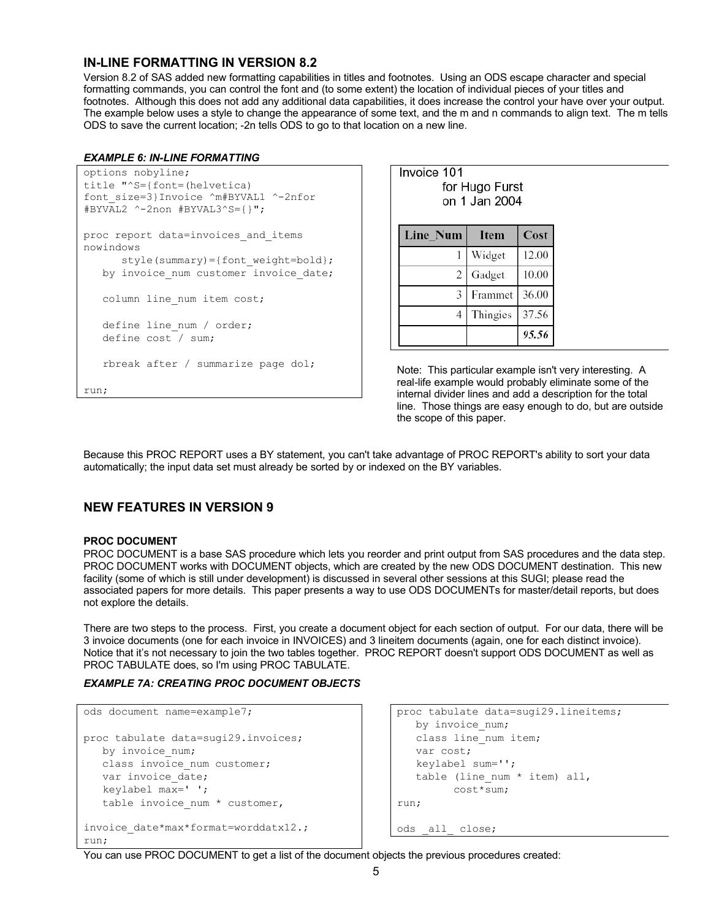## IN-LINE FORMATTING IN VERSION 8.2

Version 8.2 of SAS added new formatting capabilities in titles and footnotes. Using an ODS escape character and special formatting commands, you can control the font and (to some extent) the location of individual pieces of your titles and footnotes. Although this does not add any additional data capabilities, it does increase the control your have over your output. The example below uses a style to change the appearance of some text, and the m and n commands to align text. The m tells ODS to save the current location; -2n tells ODS to go to that location on a new line.

***EXAMPLE 6: IN-LINE FORMATTING***

```
options nobyline;
title "^S={font=(helvetica)
font_size=3}Invoice ^m#BYVAL1 ^-2nfor
#BYVAL2 ^-2non #BYVAL3^S={}";

proc report data=invoices_and_items
nowindows
      style(summary)={font_weight=bold};
   by invoice_num customer invoice_date;

   column line_num item cost;

   define line_num / order;
   define cost / sum;

   rbreak after / summarize page dol;

run;
```

Invoice 101
for Hugo Furst
on 1 Jan 2004

| Line_Num | Item | Cost |
|---|---|---|
| 1 | Widget | 12.00 |
| 2 | Gadget | 10.00 |
| 3 | Frammet | 36.00 |
| 4 | Thingies | 37.56 |
| | | ***95.56*** |

Note: This particular example isn't very interesting. A real-life example would probably eliminate some of the internal divider lines and add a description for the total line. Those things are easy enough to do, but are outside the scope of this paper.

Because this PROC REPORT uses a BY statement, you can't take advantage of PROC REPORT's ability to sort your data automatically; the input data set must already be sorted by or indexed on the BY variables.

## NEW FEATURES IN VERSION 9

### PROC DOCUMENT

PROC DOCUMENT is a base SAS procedure which lets you reorder and print output from SAS procedures and the data step. PROC DOCUMENT works with DOCUMENT objects, which are created by the new ODS DOCUMENT destination. This new facility (some of which is still under development) is discussed in several other sessions at this SUGI; please read the associated papers for more details. This paper presents a way to use ODS DOCUMENTs for master/detail reports, but does not explore the details.

There are two steps to the process. First, you create a document object for each section of output. For our data, there will be 3 invoice documents (one for each invoice in INVOICES) and 3 lineitem documents (again, one for each distinct invoice). Notice that it's not necessary to join the two tables together. PROC REPORT doesn't support ODS DOCUMENT as well as PROC TABULATE does, so I'm using PROC TABULATE.

***EXAMPLE 7A: CREATING PROC DOCUMENT OBJECTS***

```
ods document name=example7;

proc tabulate data=sugi29.invoices;
   by invoice_num;
   class invoice_num customer;
   var invoice_date;
   keylabel max=' ';
   table invoice_num * customer,

invoice_date*max*format=worddatx12.;
run;
```

```
proc tabulate data=sugi29.lineitems;
   by invoice_num;
   class line_num item;
   var cost;
   keylabel sum='';
   table (line_num * item) all,
         cost*sum;
run;

ods _all_ close;
```

You can use PROC DOCUMENT to get a list of the document objects the previous procedures created: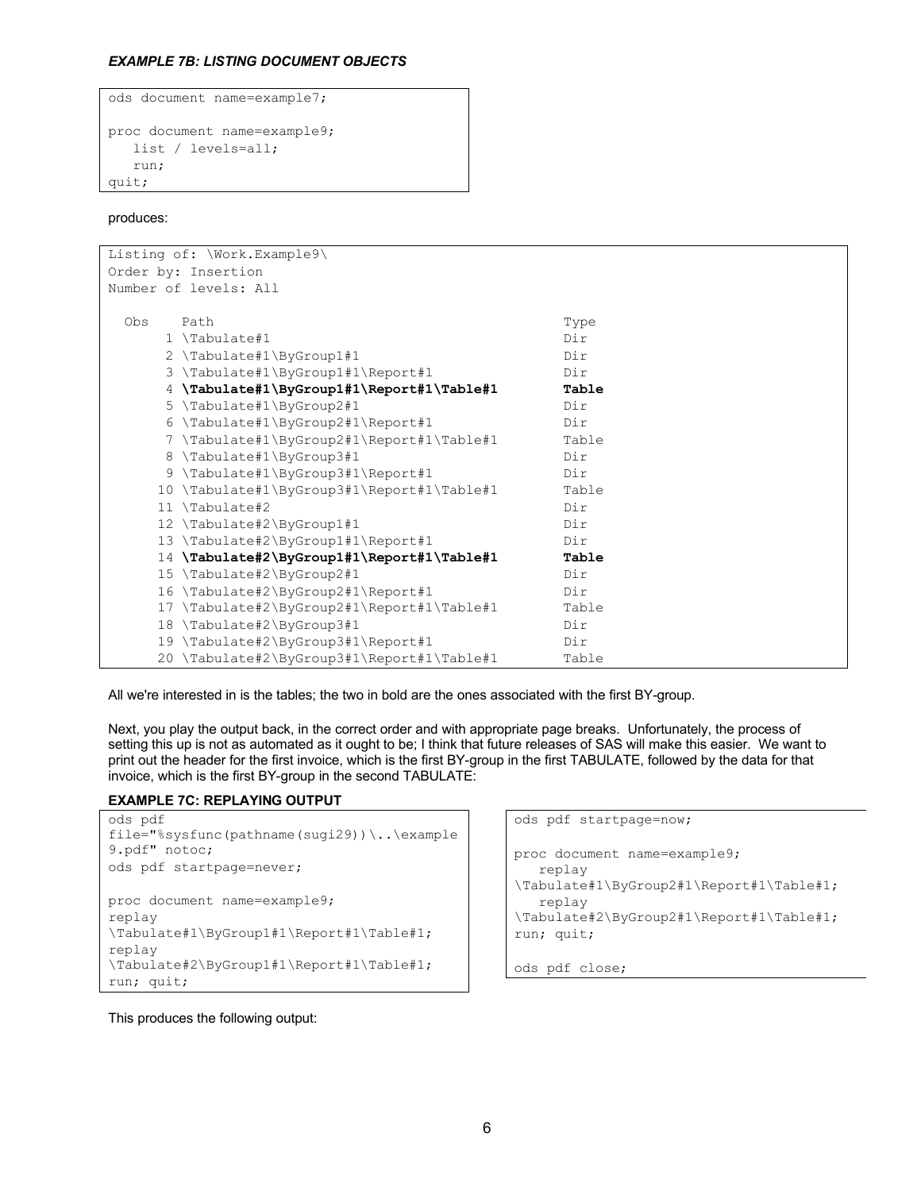### *EXAMPLE 7B: LISTING DOCUMENT OBJECTS*

```
ods document name=example7;

proc document name=example9;
   list / levels=all;
   run;
quit;
```

produces:

```
Listing of: \Work.Example9\
Order by: Insertion
Number of levels: All

  Obs    Path                                          Type
      1 \Tabulate#1                                    Dir
      2 \Tabulate#1\ByGroup1#1                         Dir
      3 \Tabulate#1\ByGroup1#1\Report#1                Dir
      4 \Tabulate#1\ByGroup1#1\Report#1\Table#1        Table
      5 \Tabulate#1\ByGroup2#1                         Dir
      6 \Tabulate#1\ByGroup2#1\Report#1                Dir
      7 \Tabulate#1\ByGroup2#1\Report#1\Table#1        Table
      8 \Tabulate#1\ByGroup3#1                         Dir
      9 \Tabulate#1\ByGroup3#1\Report#1                Dir
     10 \Tabulate#1\ByGroup3#1\Report#1\Table#1        Table
     11 \Tabulate#2                                    Dir
     12 \Tabulate#2\ByGroup1#1                         Dir
     13 \Tabulate#2\ByGroup1#1\Report#1                Dir
     14 \Tabulate#2\ByGroup1#1\Report#1\Table#1        Table
     15 \Tabulate#2\ByGroup2#1                         Dir
     16 \Tabulate#2\ByGroup2#1\Report#1                Dir
     17 \Tabulate#2\ByGroup2#1\Report#1\Table#1        Table
     18 \Tabulate#2\ByGroup3#1                         Dir
     19 \Tabulate#2\ByGroup3#1\Report#1                Dir
     20 \Tabulate#2\ByGroup3#1\Report#1\Table#1        Table
```

All we're interested in is the tables; the two in bold are the ones associated with the first BY-group.

Next, you play the output back, in the correct order and with appropriate page breaks. Unfortunately, the process of setting this up is not as automated as it ought to be; I think that future releases of SAS will make this easier. We want to print out the header for the first invoice, which is the first BY-group in the first TABULATE, followed by the data for that invoice, which is the first BY-group in the second TABULATE:

#### EXAMPLE 7C: REPLAYING OUTPUT

```
ods pdf
file="%sysfunc(pathname(sugi29))\..\example
9.pdf" notoc;
ods pdf startpage=never;

proc document name=example9;
replay
\Tabulate#1\ByGroup1#1\Report#1\Table#1;
replay
\Tabulate#2\ByGroup1#1\Report#1\Table#1;
run; quit;
```

```
ods pdf startpage=now;

proc document name=example9;
   replay
\Tabulate#1\ByGroup2#1\Report#1\Table#1;
   replay
\Tabulate#2\ByGroup2#1\Report#1\Table#1;
run; quit;

ods pdf close;
```

This produces the following output: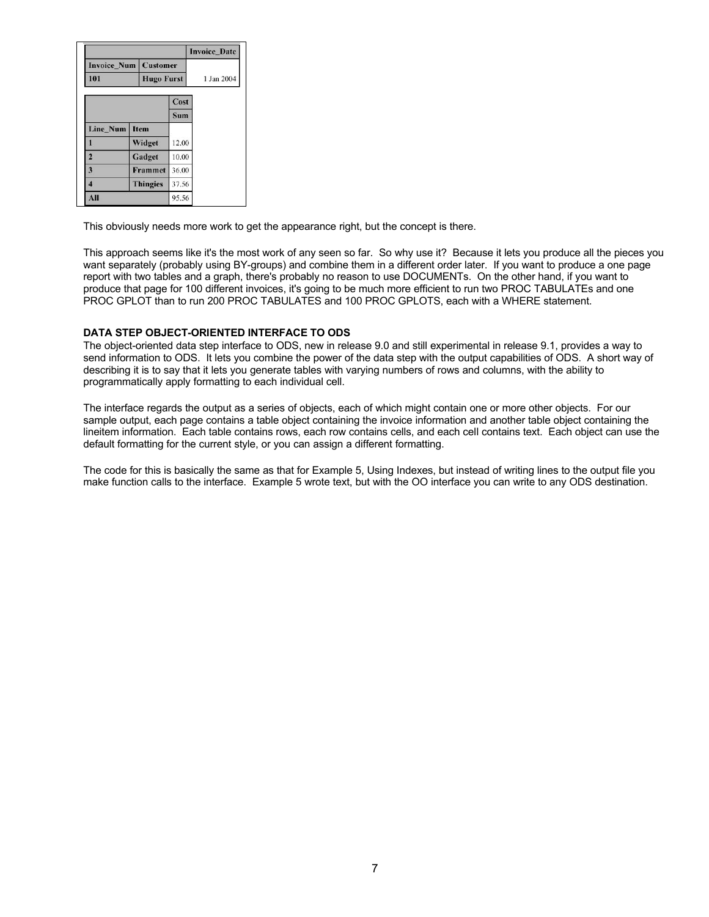| | | Invoice_Date |
|---|---|---|
| Invoice_Num | Customer | |
| 101 | Hugo Furst | 1 Jan 2004 |

| | | Cost |
|---|---|---|
| | | Sum |
| Line_Num | Item | |
| 1 | Widget | 12.00 |
| 2 | Gadget | 10.00 |
| 3 | Frammet | 36.00 |
| 4 | Thingies | 37.56 |
| All | | 95.56 |

This obviously needs more work to get the appearance right, but the concept is there.

This approach seems like it's the most work of any seen so far. So why use it? Because it lets you produce all the pieces you want separately (probably using BY-groups) and combine them in a different order later. If you want to produce a one page report with two tables and a graph, there's probably no reason to use DOCUMENTs. On the other hand, if you want to produce that page for 100 different invoices, it's going to be much more efficient to run two PROC TABULATEs and one PROC GPLOT than to run 200 PROC TABULATES and 100 PROC GPLOTS, each with a WHERE statement.

**DATA STEP OBJECT-ORIENTED INTERFACE TO ODS**

The object-oriented data step interface to ODS, new in release 9.0 and still experimental in release 9.1, provides a way to send information to ODS. It lets you combine the power of the data step with the output capabilities of ODS. A short way of describing it is to say that it lets you generate tables with varying numbers of rows and columns, with the ability to programmatically apply formatting to each individual cell.

The interface regards the output as a series of objects, each of which might contain one or more other objects. For our sample output, each page contains a table object containing the invoice information and another table object containing the lineitem information. Each table contains rows, each row contains cells, and each cell contains text. Each object can use the default formatting for the current style, or you can assign a different formatting.

The code for this is basically the same as that for Example 5, Using Indexes, but instead of writing lines to the output file you make function calls to the interface. Example 5 wrote text, but with the OO interface you can write to any ODS destination.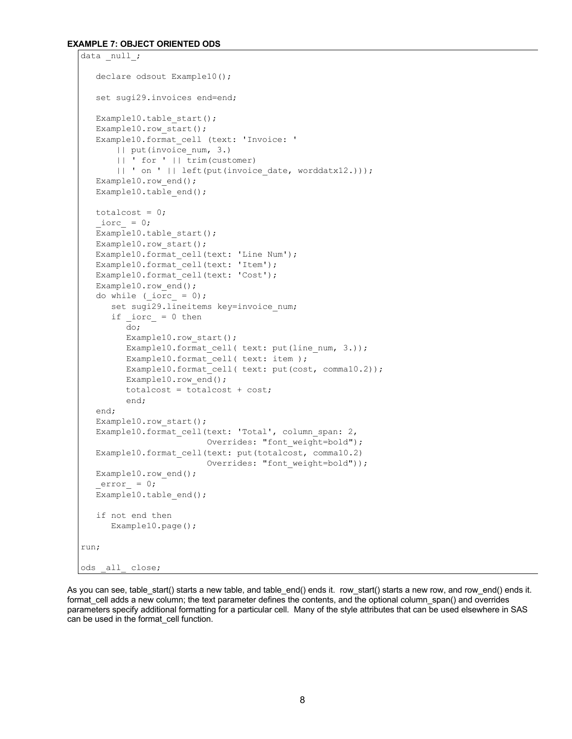**EXAMPLE 7: OBJECT ORIENTED ODS**

```
data _null_;

   declare odsout Example10();

   set sugi29.invoices end=end;

   Example10.table_start();
   Example10.row_start();
   Example10.format_cell (text: 'Invoice: '
       || put(invoice_num, 3.)
       || ' for ' || trim(customer)
       || ' on ' || left(put(invoice_date, worddatx12.)));
   Example10.row_end();
   Example10.table_end();

   totalcost = 0;
   _iorc_ = 0;
   Example10.table_start();
   Example10.row_start();
   Example10.format_cell(text: 'Line Num');
   Example10.format_cell(text: 'Item');
   Example10.format_cell(text: 'Cost');
   Example10.row_end();
   do while (_iorc_ = 0);
      set sugi29.lineitems key=invoice_num;
      if _iorc_ = 0 then
         do;
         Example10.row_start();
         Example10.format_cell( text: put(line_num, 3.));
         Example10.format_cell( text: item );
         Example10.format_cell( text: put(cost, comma10.2));
         Example10.row_end();
         totalcost = totalcost + cost;
         end;
   end;
   Example10.row_start();
   Example10.format_cell(text: 'Total', column_span: 2,
                         Overrides: "font_weight=bold");
   Example10.format_cell(text: put(totalcost, comma10.2)
                         Overrides: "font_weight=bold"));
   Example10.row_end();
   _error_ = 0;
   Example10.table_end();

   if not end then
      Example10.page();

run;

ods _all_ close;
```

As you can see, table_start() starts a new table, and table_end() ends it. row_start() starts a new row, and row_end() ends it. format_cell adds a new column; the text parameter defines the contents, and the optional column_span() and overrides parameters specify additional formatting for a particular cell. Many of the style attributes that can be used elsewhere in SAS can be used in the format_cell function.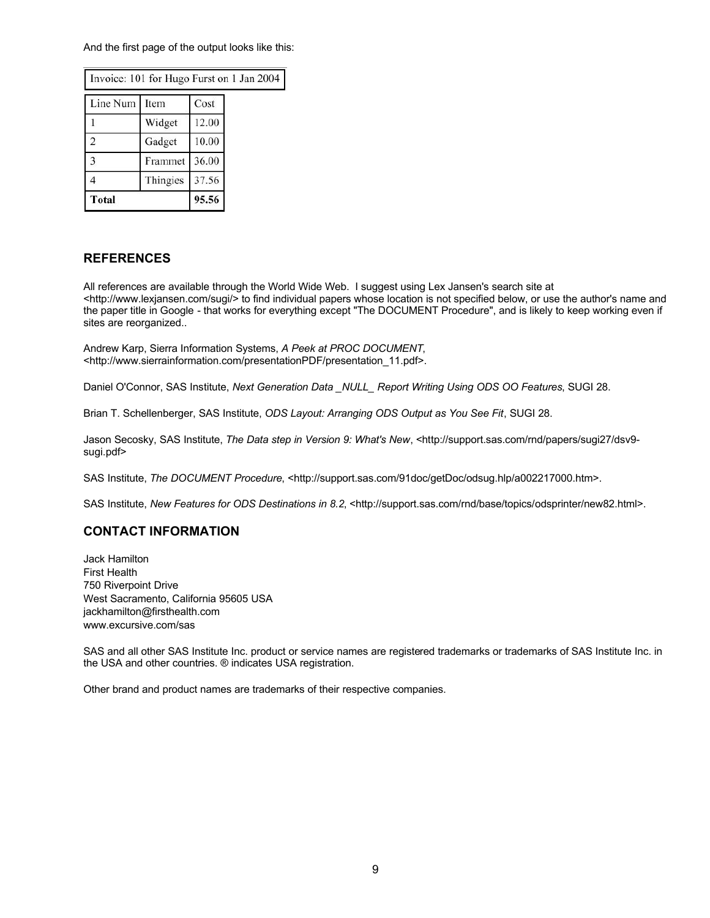And the first page of the output looks like this:

| Invoice: 101 for Hugo Furst on 1 Jan 2004 | | |
|---|---|---|
| Line Num | Item | Cost |
| 1 | Widget | 12.00 |
| 2 | Gadget | 10.00 |
| 3 | Frammet | 36.00 |
| 4 | Thingies | 37.56 |
| **Total** | | **95.56** |

## REFERENCES

All references are available through the World Wide Web. I suggest using Lex Jansen's search site at <http://www.lexjansen.com/sugi/> to find individual papers whose location is not specified below, or use the author's name and the paper title in Google - that works for everything except "The DOCUMENT Procedure", and is likely to keep working even if sites are reorganized..

Andrew Karp, Sierra Information Systems, *A Peek at PROC DOCUMENT*, <http://www.sierrainformation.com/presentationPDF/presentation_11.pdf>.

Daniel O'Connor, SAS Institute, *Next Generation Data _NULL_ Report Writing Using ODS OO Features*, SUGI 28.

Brian T. Schellenberger, SAS Institute, *ODS Layout: Arranging ODS Output as You See Fit*, SUGI 28.

Jason Secosky, SAS Institute, *The Data step in Version 9: What's New*, <http://support.sas.com/rnd/papers/sugi27/dsv9-sugi.pdf>

SAS Institute, *The DOCUMENT Procedure*, <http://support.sas.com/91doc/getDoc/odsug.hlp/a002217000.htm>.

SAS Institute, *New Features for ODS Destinations in 8.2*, <http://support.sas.com/rnd/base/topics/odsprinter/new82.html>.

## CONTACT INFORMATION

Jack Hamilton
First Health
750 Riverpoint Drive
West Sacramento, California 95605 USA
jackhamilton@firsthealth.com
www.excursive.com/sas

SAS and all other SAS Institute Inc. product or service names are registered trademarks or trademarks of SAS Institute Inc. in the USA and other countries. ® indicates USA registration.

Other brand and product names are trademarks of their respective companies.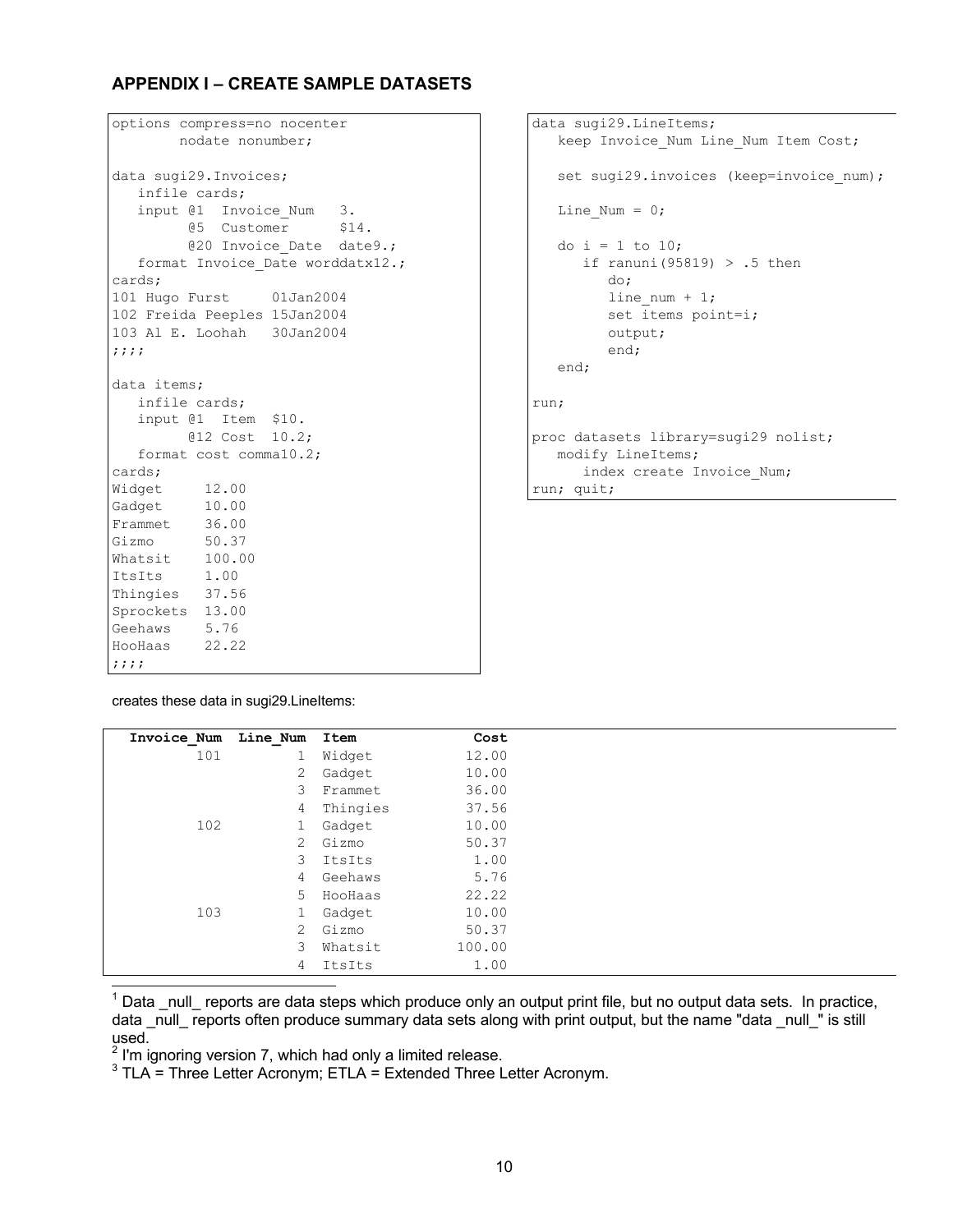## APPENDIX I – CREATE SAMPLE DATASETS

```
options compress=no nocenter
        nodate nonumber;

data sugi29.Invoices;
   infile cards;
   input @1  Invoice_Num   3.
         @5  Customer      $14.
         @20 Invoice_Date  date9.;
   format Invoice_Date worddatx12.;
cards;
101 Hugo Furst     01Jan2004
102 Freida Peeples 15Jan2004
103 Al E. Loohah   30Jan2004
;;;;

data items;
   infile cards;
   input @1  Item  $10.
         @12 Cost  10.2;
   format cost comma10.2;
cards;
Widget     12.00
Gadget     10.00
Frammet    36.00
Gizmo      50.37
Whatsit    100.00
ItsIts     1.00
Thingies   37.56
Sprockets  13.00
Geehaws    5.76
HooHaas    22.22
;;;;
```

```
data sugi29.LineItems;
   keep Invoice_Num Line_Num Item Cost;

   set sugi29.invoices (keep=invoice_num);

   Line_Num = 0;

   do i = 1 to 10;
      if ranuni(95819) > .5 then
         do;
         line_num + 1;
         set items point=i;
         output;
         end;
   end;

run;

proc datasets library=sugi29 nolist;
   modify LineItems;
      index create Invoice_Num;
run; quit;
```

creates these data in sugi29.LineItems:

| Invoice_Num | Line_Num | Item | Cost |
|---|---|---|---|
| 101 | 1 | Widget | 12.00 |
| | 2 | Gadget | 10.00 |
| | 3 | Frammet | 36.00 |
| | 4 | Thingies | 37.56 |
| 102 | 1 | Gadget | 10.00 |
| | 2 | Gizmo | 50.37 |
| | 3 | ItsIts | 1.00 |
| | 4 | Geehaws | 5.76 |
| | 5 | HooHaas | 22.22 |
| 103 | 1 | Gadget | 10.00 |
| | 2 | Gizmo | 50.37 |
| | 3 | Whatsit | 100.00 |
| | 4 | ItsIts | 1.00 |

[1] Data _null_ reports are data steps which produce only an output print file, but no output data sets. In practice, data _null_ reports often produce summary data sets along with print output, but the name "data _null_" is still used.

[2] I'm ignoring version 7, which had only a limited release.

[3] TLA = Three Letter Acronym; ETLA = Extended Three Letter Acronym.